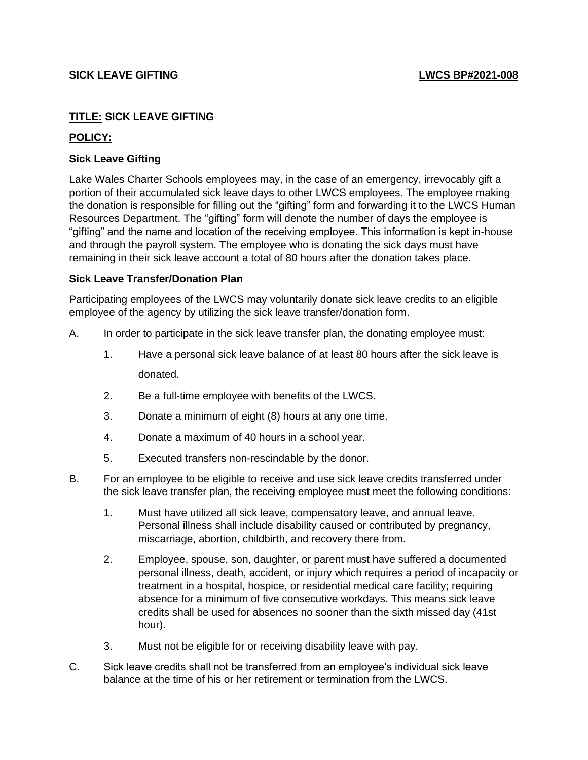**SICK LEAVE GIFTING** **LWCS BP#2021-008**

## TITLE: SICK LEAVE GIFTING

## POLICY:

### Sick Leave Gifting

Lake Wales Charter Schools employees may, in the case of an emergency, irrevocably gift a portion of their accumulated sick leave days to other LWCS employees. The employee making the donation is responsible for filling out the "gifting" form and forwarding it to the LWCS Human Resources Department. The "gifting" form will denote the number of days the employee is "gifting" and the name and location of the receiving employee. This information is kept in-house and through the payroll system. The employee who is donating the sick days must have remaining in their sick leave account a total of 80 hours after the donation takes place.

### Sick Leave Transfer/Donation Plan

Participating employees of the LWCS may voluntarily donate sick leave credits to an eligible employee of the agency by utilizing the sick leave transfer/donation form.

A. In order to participate in the sick leave transfer plan, the donating employee must:

1. Have a personal sick leave balance of at least 80 hours after the sick leave is donated.
2. Be a full-time employee with benefits of the LWCS.
3. Donate a minimum of eight (8) hours at any one time.
4. Donate a maximum of 40 hours in a school year.
5. Executed transfers non-rescindable by the donor.

B. For an employee to be eligible to receive and use sick leave credits transferred under the sick leave transfer plan, the receiving employee must meet the following conditions:

1. Must have utilized all sick leave, compensatory leave, and annual leave. Personal illness shall include disability caused or contributed by pregnancy, miscarriage, abortion, childbirth, and recovery there from.
2. Employee, spouse, son, daughter, or parent must have suffered a documented personal illness, death, accident, or injury which requires a period of incapacity or treatment in a hospital, hospice, or residential medical care facility; requiring absence for a minimum of five consecutive workdays. This means sick leave credits shall be used for absences no sooner than the sixth missed day (41st hour).
3. Must not be eligible for or receiving disability leave with pay.

C. Sick leave credits shall not be transferred from an employee's individual sick leave balance at the time of his or her retirement or termination from the LWCS.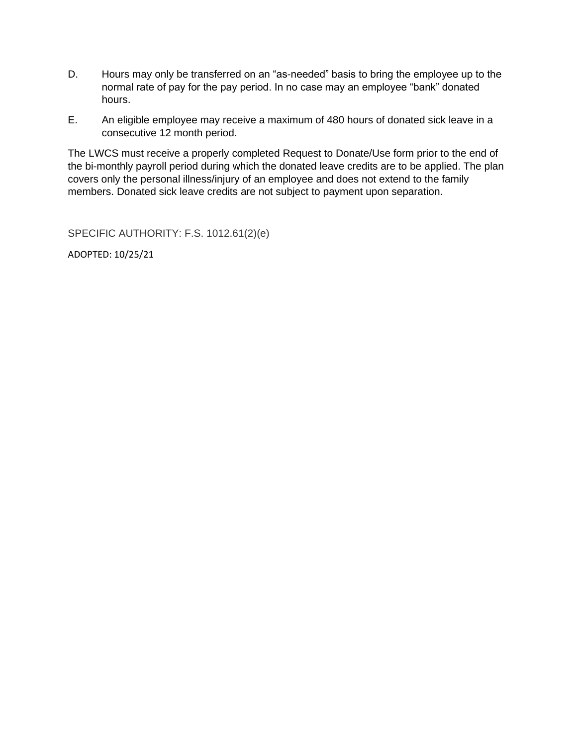D. Hours may only be transferred on an "as-needed" basis to bring the employee up to the normal rate of pay for the pay period. In no case may an employee "bank" donated hours.

E. An eligible employee may receive a maximum of 480 hours of donated sick leave in a consecutive 12 month period.

The LWCS must receive a properly completed Request to Donate/Use form prior to the end of the bi-monthly payroll period during which the donated leave credits are to be applied. The plan covers only the personal illness/injury of an employee and does not extend to the family members. Donated sick leave credits are not subject to payment upon separation.

SPECIFIC AUTHORITY: F.S. 1012.61(2)(e)

ADOPTED: 10/25/21